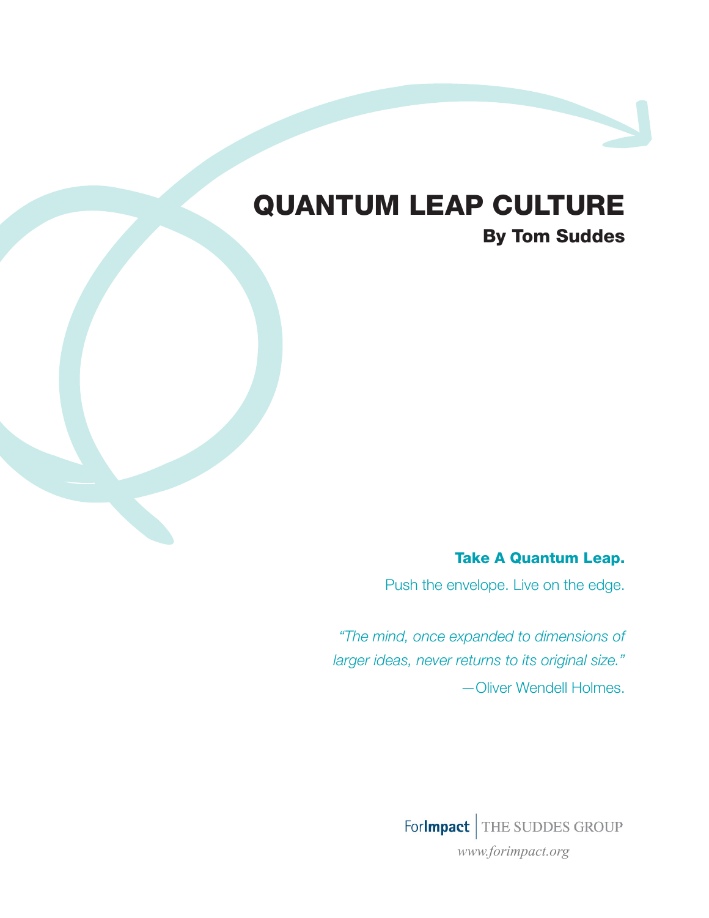# QUANTUM LEAP CULTURE

**By Tom Suddes**

**Take A Quantum Leap.**

Push the envelope. Live on the edge.

*"The mind, once expanded to dimensions of larger ideas, never returns to its original size."*

—Oliver Wendell Holmes.

ForImpact | THE SUDDES GROUP

*www.forimpact.org*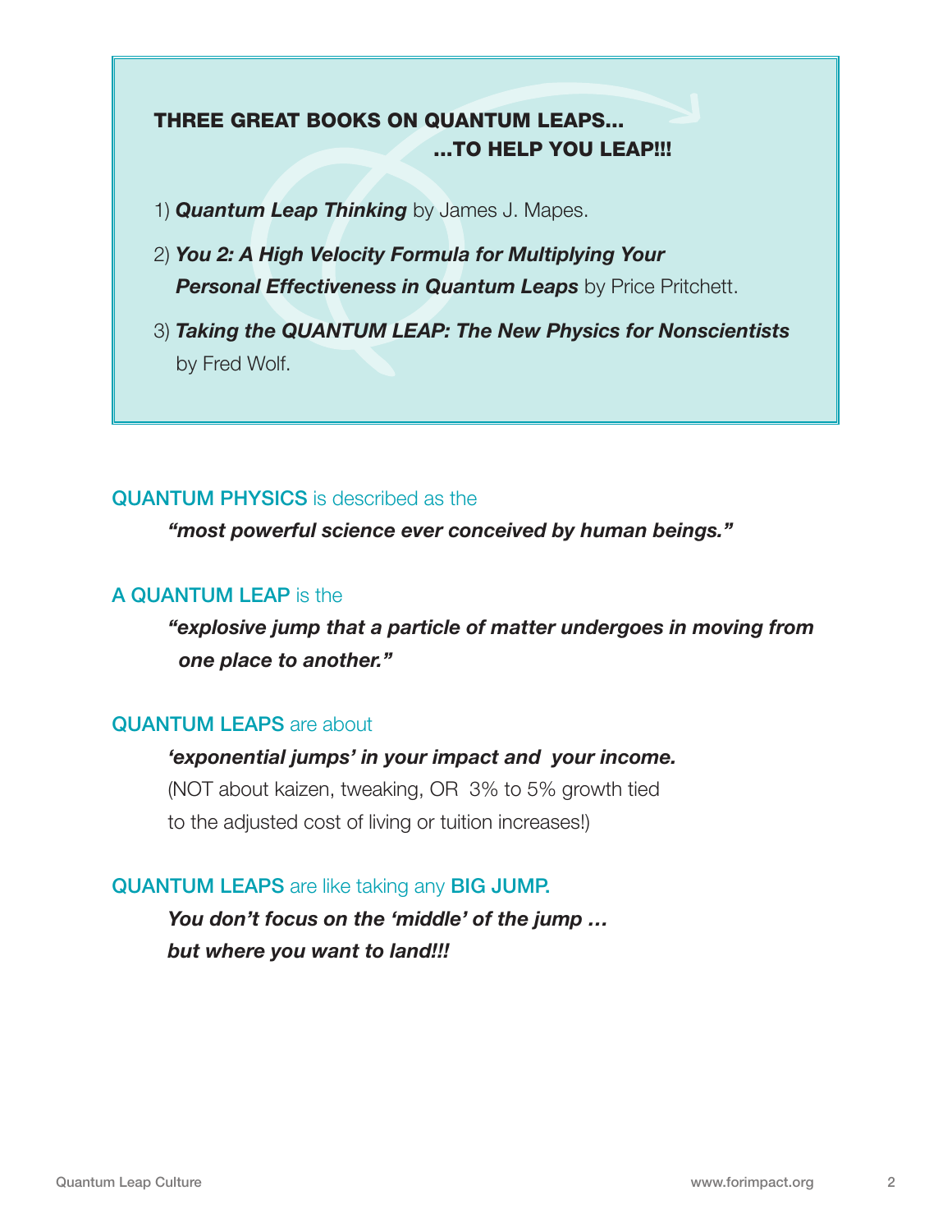## THREE GREAT BOOKS ON QUANTUM LEAPS… …TO HELP YOU LEAP!!!

1) ***Quantum Leap Thinking*** by James J. Mapes.
2) ***You 2: A High Velocity Formula for Multiplying Your Personal Effectiveness in Quantum Leaps*** by Price Pritchett.
3) ***Taking the QUANTUM LEAP: The New Physics for Nonscientists*** by Fred Wolf.

QUANTUM PHYSICS is described as the

***"most powerful science ever conceived by human beings."***

A QUANTUM LEAP is the

***"explosive jump that a particle of matter undergoes in moving from one place to another."***

QUANTUM LEAPS are about

***'exponential jumps' in your impact and your income.***
(NOT about kaizen, tweaking, OR 3% to 5% growth tied to the adjusted cost of living or tuition increases!)

QUANTUM LEAPS are like taking any BIG JUMP.

***You don't focus on the 'middle' of the jump … but where you want to land!!!***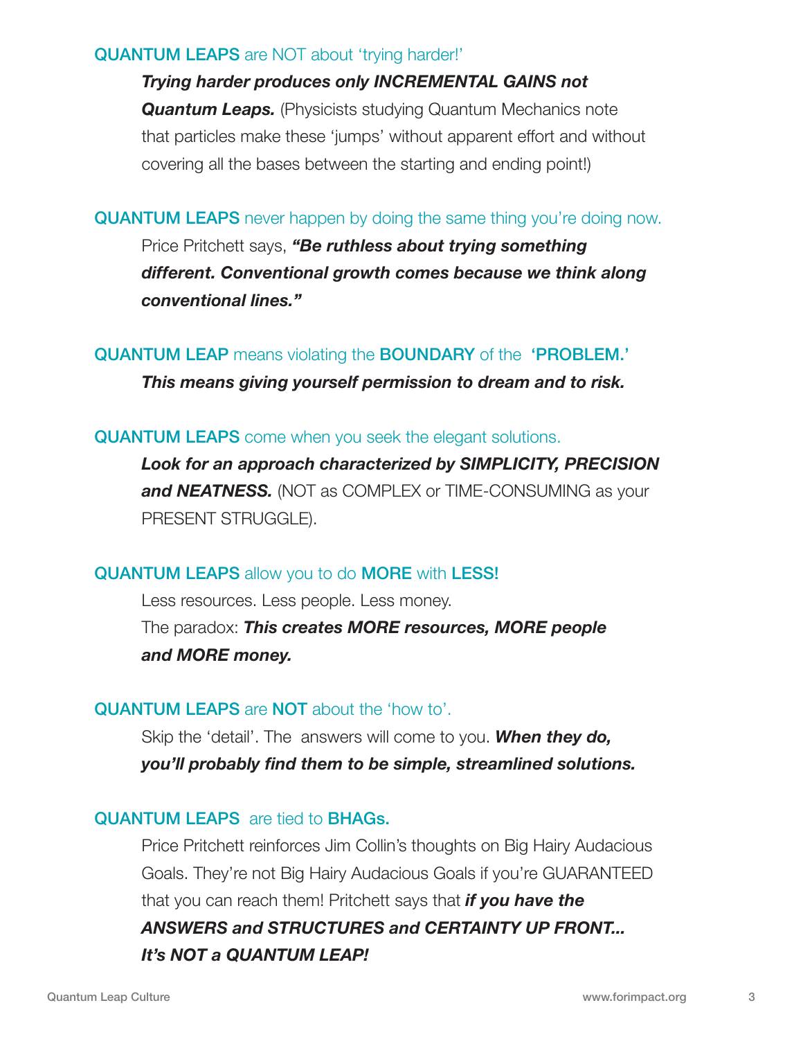**QUANTUM LEAPS** are NOT about 'trying harder!'

***Trying harder produces only INCREMENTAL GAINS not Quantum Leaps.*** (Physicists studying Quantum Mechanics note that particles make these 'jumps' without apparent effort and without covering all the bases between the starting and ending point!)

**QUANTUM LEAPS** never happen by doing the same thing you're doing now.

Price Pritchett says, ***"Be ruthless about trying something different. Conventional growth comes because we think along conventional lines."***

**QUANTUM LEAP** means violating the **BOUNDARY** of the **'PROBLEM.'**

***This means giving yourself permission to dream and to risk.***

**QUANTUM LEAPS** come when you seek the elegant solutions.

***Look for an approach characterized by SIMPLICITY, PRECISION and NEATNESS.*** (NOT as COMPLEX or TIME-CONSUMING as your PRESENT STRUGGLE).

**QUANTUM LEAPS** allow you to do **MORE** with **LESS!**

Less resources. Less people. Less money.
The paradox: ***This creates MORE resources, MORE people and MORE money.***

**QUANTUM LEAPS** are **NOT** about the 'how to'.

Skip the 'detail'. The answers will come to you. ***When they do, you'll probably find them to be simple, streamlined solutions.***

**QUANTUM LEAPS** are tied to **BHAGs.**

Price Pritchett reinforces Jim Collin's thoughts on Big Hairy Audacious Goals. They're not Big Hairy Audacious Goals if you're GUARANTEED that you can reach them! Pritchett says that ***if you have the ANSWERS and STRUCTURES and CERTAINTY UP FRONT... It's NOT a QUANTUM LEAP!***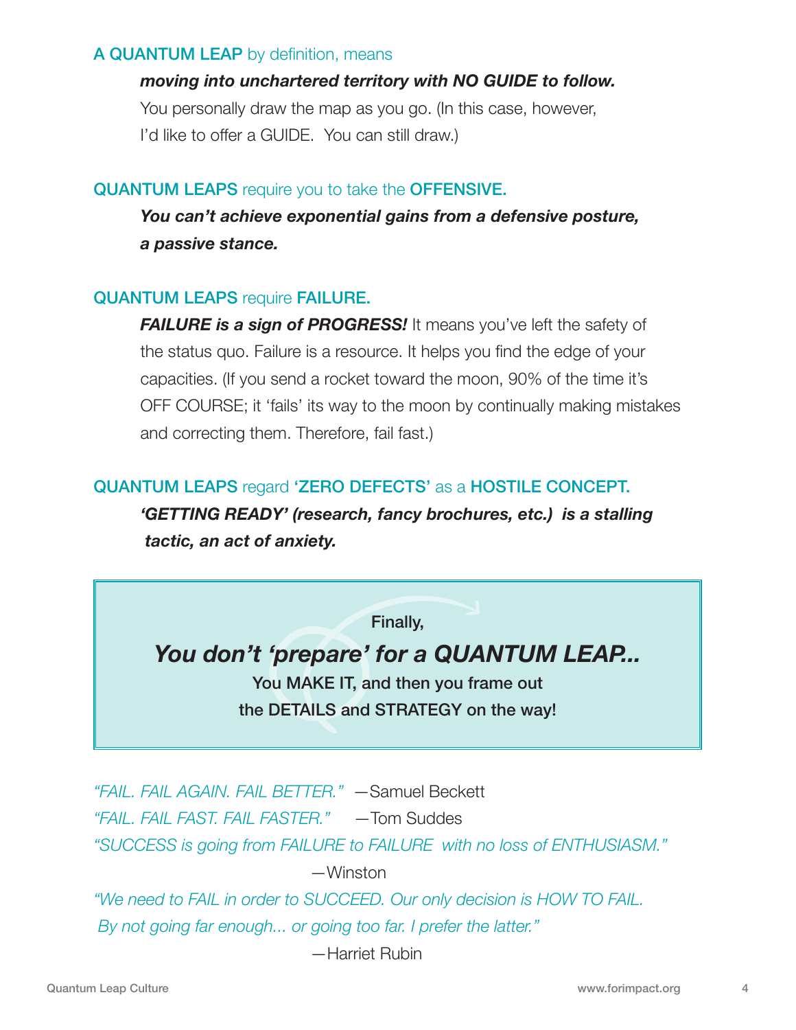**A QUANTUM LEAP** by definition, means

***moving into unchartered territory with NO GUIDE to follow.***

You personally draw the map as you go. (In this case, however, I'd like to offer a GUIDE. You can still draw.)

**QUANTUM LEAPS** require you to take the **OFFENSIVE.**

***You can't achieve exponential gains from a defensive posture, a passive stance.***

**QUANTUM LEAPS** require **FAILURE.**

***FAILURE is a sign of PROGRESS!*** It means you've left the safety of the status quo. Failure is a resource. It helps you find the edge of your capacities. (If you send a rocket toward the moon, 90% of the time it's OFF COURSE; it 'fails' its way to the moon by continually making mistakes and correcting them. Therefore, fail fast.)

**QUANTUM LEAPS** regard **'ZERO DEFECTS'** as a **HOSTILE CONCEPT.**

***'GETTING READY' (research, fancy brochures, etc.) is a stalling tactic, an act of anxiety.***

> **Finally,**
>
> ***You don't 'prepare' for a QUANTUM LEAP...***
>
> **You MAKE IT, and then you frame out the DETAILS and STRATEGY on the way!**

*"FAIL. FAIL AGAIN. FAIL BETTER."* —Samuel Beckett

*"FAIL. FAIL FAST. FAIL FASTER."* —Tom Suddes

*"SUCCESS is going from FAILURE to FAILURE with no loss of ENTHUSIASM."*

—Winston

*"We need to FAIL in order to SUCCEED. Our only decision is HOW TO FAIL. By not going far enough... or going too far. I prefer the latter."*

—Harriet Rubin